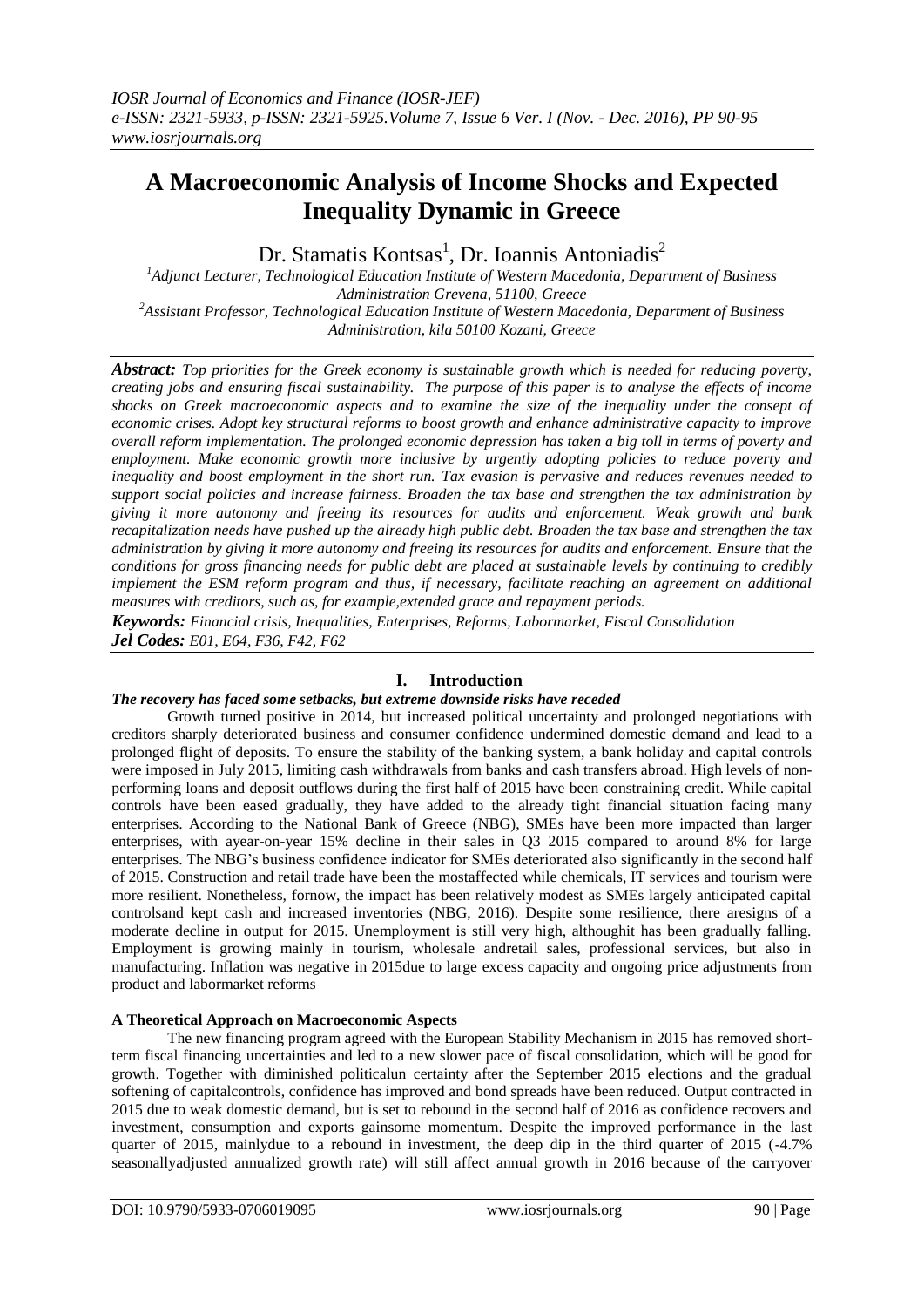# A Macroeconomic Analysis of Income Shocks and Expected Inequality Dynamic in Greece

Dr. Stamatis Kontsas[1], Dr. Ioannis Antoniadis[2]

[1]Adjunct Lecturer, Technological Education Institute of Western Macedonia, Department of Business Administration Grevena, 51100, Greece

[2]Assistant Professor, Technological Education Institute of Western Macedonia, Department of Business Administration, kila 50100 Kozani, Greece

***Abstract:*** *Top priorities for the Greek economy is sustainable growth which is needed for reducing poverty, creating jobs and ensuring fiscal sustainability. The purpose of this paper is to analyse the effects of income shocks on Greek macroeconomic aspects and to examine the size of the inequality under the consept of economic crises. Adopt key structural reforms to boost growth and enhance administrative capacity to improve overall reform implementation. The prolonged economic depression has taken a big toll in terms of poverty and employment. Make economic growth more inclusive by urgently adopting policies to reduce poverty and inequality and boost employment in the short run. Tax evasion is pervasive and reduces revenues needed to support social policies and increase fairness. Broaden the tax base and strengthen the tax administration by giving it more autonomy and freeing its resources for audits and enforcement. Weak growth and bank recapitalization needs have pushed up the already high public debt. Broaden the tax base and strengthen the tax administration by giving it more autonomy and freeing its resources for audits and enforcement. Ensure that the conditions for gross financing needs for public debt are placed at sustainable levels by continuing to credibly implement the ESM reform program and thus, if necessary, facilitate reaching an agreement on additional measures with creditors, such as, for example,extended grace and repayment periods.*

***Keywords:*** *Financial crisis, Inequalities, Enterprises, Reforms, Labormarket, Fiscal Consolidation*

***Jel Codes:*** *E01, E64, F36, F42, F62*

## I. Introduction

***The recovery has faced some setbacks, but extreme downside risks have receded***

Growth turned positive in 2014, but increased political uncertainty and prolonged negotiations with creditors sharply deteriorated business and consumer confidence undermined domestic demand and lead to a prolonged flight of deposits. To ensure the stability of the banking system, a bank holiday and capital controls were imposed in July 2015, limiting cash withdrawals from banks and cash transfers abroad. High levels of non-performing loans and deposit outflows during the first half of 2015 have been constraining credit. While capital controls have been eased gradually, they have added to the already tight financial situation facing many enterprises. According to the National Bank of Greece (NBG), SMEs have been more impacted than larger enterprises, with ayear-on-year 15% decline in their sales in Q3 2015 compared to around 8% for large enterprises. The NBG's business confidence indicator for SMEs deteriorated also significantly in the second half of 2015. Construction and retail trade have been the mostaffected while chemicals, IT services and tourism were more resilient. Nonetheless, fornow, the impact has been relatively modest as SMEs largely anticipated capital controlsand kept cash and increased inventories (NBG, 2016). Despite some resilience, there aresigns of a moderate decline in output for 2015. Unemployment is still very high, althoughit has been gradually falling. Employment is growing mainly in tourism, wholesale andretail sales, professional services, but also in manufacturing. Inflation was negative in 2015due to large excess capacity and ongoing price adjustments from product and labormarket reforms

**A Theoretical Approach on Macroeconomic Aspects**

The new financing program agreed with the European Stability Mechanism in 2015 has removed short-term fiscal financing uncertainties and led to a new slower pace of fiscal consolidation, which will be good for growth. Together with diminished politicalun certainty after the September 2015 elections and the gradual softening of capitalcontrols, confidence has improved and bond spreads have been reduced. Output contracted in 2015 due to weak domestic demand, but is set to rebound in the second half of 2016 as confidence recovers and investment, consumption and exports gainsome momentum. Despite the improved performance in the last quarter of 2015, mainlydue to a rebound in investment, the deep dip in the third quarter of 2015 (-4.7% seasonallyadjusted annualized growth rate) will still affect annual growth in 2016 because of the carryover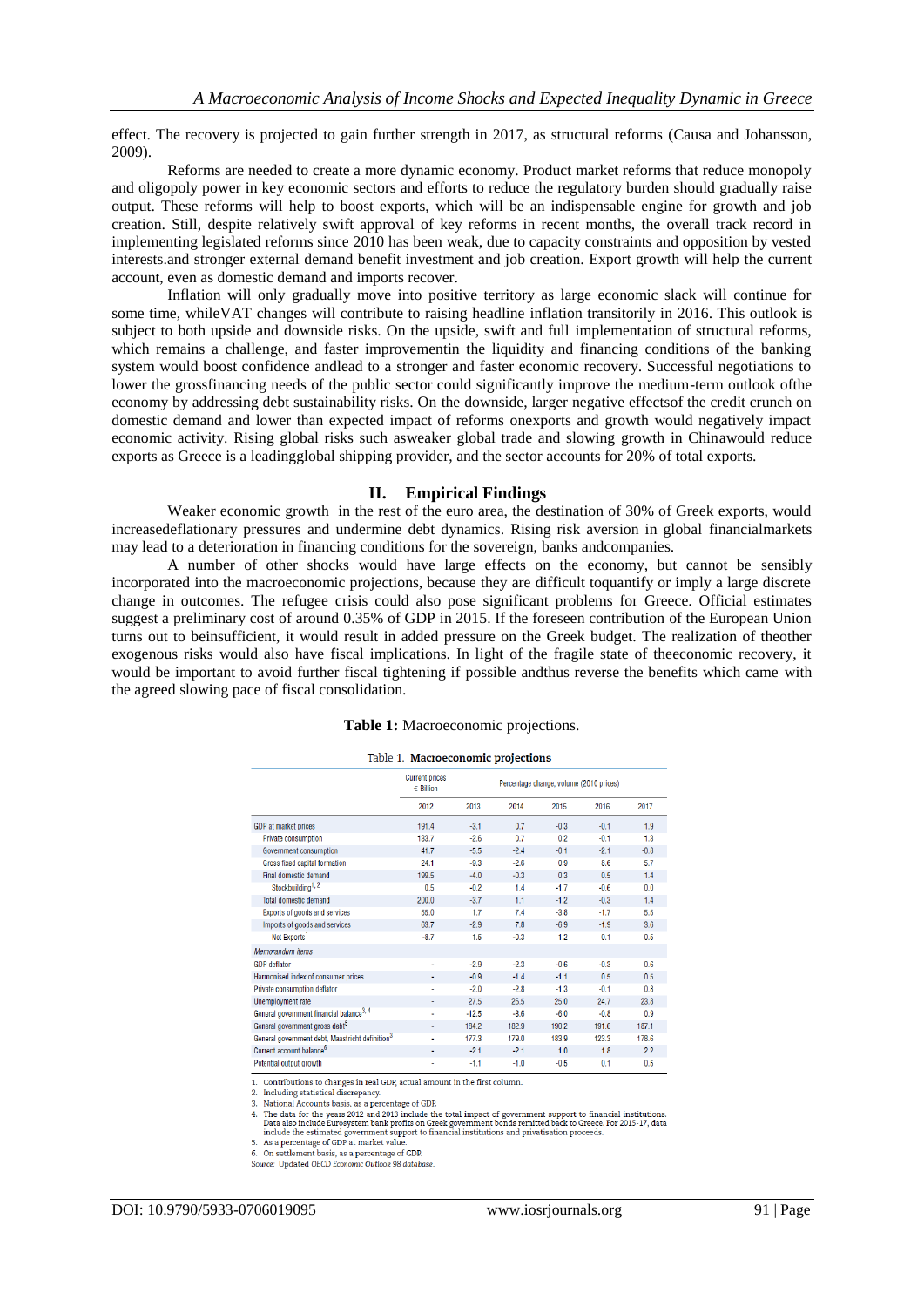effect. The recovery is projected to gain further strength in 2017, as structural reforms (Causa and Johansson, 2009).

Reforms are needed to create a more dynamic economy. Product market reforms that reduce monopoly and oligopoly power in key economic sectors and efforts to reduce the regulatory burden should gradually raise output. These reforms will help to boost exports, which will be an indispensable engine for growth and job creation. Still, despite relatively swift approval of key reforms in recent months, the overall track record in implementing legislated reforms since 2010 has been weak, due to capacity constraints and opposition by vested interests.and stronger external demand benefit investment and job creation. Export growth will help the current account, even as domestic demand and imports recover.

Inflation will only gradually move into positive territory as large economic slack will continue for some time, whileVAT changes will contribute to raising headline inflation transitorily in 2016. This outlook is subject to both upside and downside risks. On the upside, swift and full implementation of structural reforms, which remains a challenge, and faster improvementin the liquidity and financing conditions of the banking system would boost confidence andlead to a stronger and faster economic recovery. Successful negotiations to lower the grossfinancing needs of the public sector could significantly improve the medium-term outlook ofthe economy by addressing debt sustainability risks. On the downside, larger negative effectsof the credit crunch on domestic demand and lower than expected impact of reforms onexports and growth would negatively impact economic activity. Rising global risks such asweaker global trade and slowing growth in Chinawould reduce exports as Greece is a leadingglobal shipping provider, and the sector accounts for 20% of total exports.

## II. Empirical Findings

Weaker economic growth in the rest of the euro area, the destination of 30% of Greek exports, would increasedeflationary pressures and undermine debt dynamics. Rising risk aversion in global financialmarkets may lead to a deterioration in financing conditions for the sovereign, banks andcompanies.

A number of other shocks would have large effects on the economy, but cannot be sensibly incorporated into the macroeconomic projections, because they are difficult toquantify or imply a large discrete change in outcomes. The refugee crisis could also pose significant problems for Greece. Official estimates suggest a preliminary cost of around 0.35% of GDP in 2015. If the foreseen contribution of the European Union turns out to beinsufficient, it would result in added pressure on the Greek budget. The realization of theother exogenous risks would also have fiscal implications. In light of the fragile state of theeconomic recovery, it would be important to avoid further fiscal tightening if possible andthus reverse the benefits which came with the agreed slowing pace of fiscal consolidation.

**Table 1:** Macroeconomic projections.

Table 1. **Macroeconomic projections**

| | Current prices € Billion | Percentage change, volume (2010 prices) | | | | |
|---|---|---|---|---|---|---|
| | 2012 | 2013 | 2014 | 2015 | 2016 | 2017 |
| GDP at market prices | 191.4 | -3.1 | 0.7 | -0.3 | -0.1 | 1.9 |
| Private consumption | 133.7 | -2.6 | 0.7 | 0.2 | -0.1 | 1.3 |
| Government consumption | 41.7 | -5.5 | -2.4 | -0.1 | -2.1 | -0.8 |
| Gross fixed capital formation | 24.1 | -9.3 | -2.6 | 0.9 | 8.6 | 5.7 |
| Final domestic demand | 199.5 | -4.0 | -0.3 | 0.3 | 0.5 | 1.4 |
| Stockbuilding[1, 2] | 0.5 | -0.2 | 1.4 | -1.7 | -0.6 | 0.0 |
| Total domestic demand | 200.0 | -3.7 | 1.1 | -1.2 | -0.3 | 1.4 |
| Exports of goods and services | 55.0 | 1.7 | 7.4 | -3.8 | -1.7 | 5.5 |
| Imports of goods and services | 63.7 | -2.9 | 7.8 | -6.9 | -1.9 | 3.6 |
| Net Exports[1] | -8.7 | 1.5 | -0.3 | 1.2 | 0.1 | 0.5 |
| *Memorandum items* | | | | | | |
| GDP deflator | - | -2.9 | -2.3 | -0.6 | -0.3 | 0.6 |
| Harmonised index of consumer prices | - | -0.9 | -1.4 | -1.1 | 0.5 | 0.5 |
| Private consumption deflator | - | -2.0 | -2.8 | -1.3 | -0.1 | 0.8 |
| Unemployment rate | - | 27.5 | 26.5 | 25.0 | 24.7 | 23.8 |
| General government financial balance[3, 4] | - | -12.5 | -3.6 | -6.0 | -0.8 | 0.9 |
| General government gross debt[5] | - | 184.2 | 182.9 | 190.2 | 191.6 | 187.1 |
| General government debt, Maastricht definition[3] | - | 177.3 | 179.0 | 183.9 | 123.3 | 178.6 |
| Current account balance[6] | - | -2.1 | -2.1 | 1.0 | 1.8 | 2.2 |
| Potential output growth | - | -1.1 | -1.0 | -0.5 | 0.1 | 0.5 |

1. Contributions to changes in real GDP, actual amount in the first column.
2. Including statistical discrepancy.
3. National Accounts basis, as a percentage of GDP.
4. The data for the years 2012 and 2013 include the total impact of government support to financial institutions. Data also include Eurosystem bank profits on Greek government bonds remitted back to Greece. For 2015-17, data include the estimated government support to financial institutions and privatisation proceeds.
5. As a percentage of GDP at market value.
6. On settlement basis, as a percentage of GDP.

Source: Updated *OECD Economic Outlook 98 database*.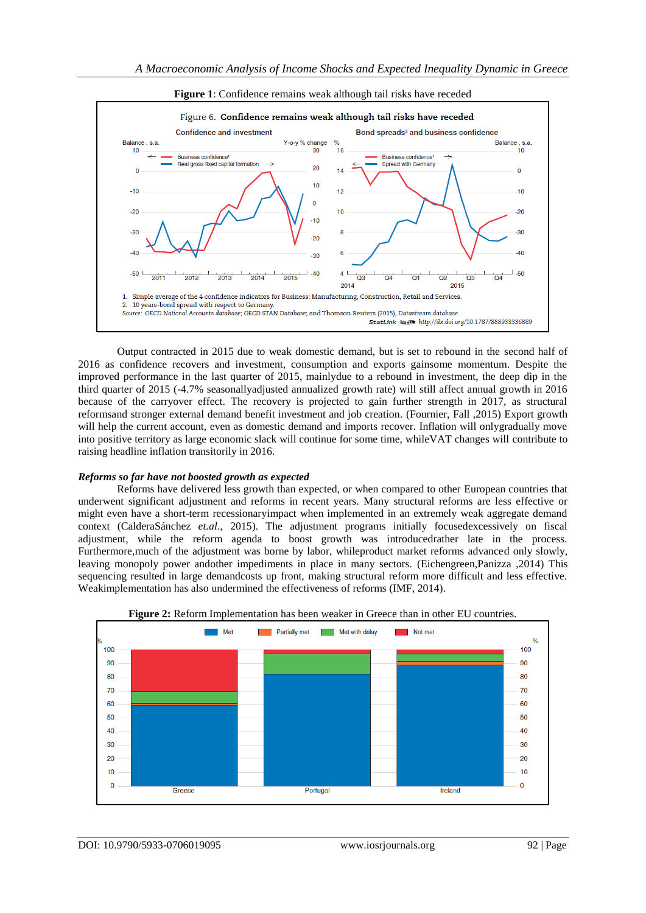**Figure 1**: Confidence remains weak although tail risks have receded

Output contracted in 2015 due to weak domestic demand, but is set to rebound in the second half of 2016 as confidence recovers and investment, consumption and exports gainsome momentum. Despite the improved performance in the last quarter of 2015, mainlydue to a rebound in investment, the deep dip in the third quarter of 2015 (-4.7% seasonallyadjusted annualized growth rate) will still affect annual growth in 2016 because of the carryover effect. The recovery is projected to gain further strength in 2017, as structural reformsand stronger external demand benefit investment and job creation. (Fournier, Fall ,2015) Export growth will help the current account, even as domestic demand and imports recover. Inflation will onlygradually move into positive territory as large economic slack will continue for some time, whileVAT changes will contribute to raising headline inflation transitorily in 2016.

***Reforms so far have not boosted growth as expected***

Reforms have delivered less growth than expected, or when compared to other European countries that underwent significant adjustment and reforms in recent years. Many structural reforms are less effective or might even have a short-term recessionaryimpact when implemented in an extremely weak aggregate demand context (CalderaSánchez *et.al.*, 2015). The adjustment programs initially focusedexcessively on fiscal adjustment, while the reform agenda to boost growth was introducedrather late in the process. Furthermore,much of the adjustment was borne by labor, whileproduct market reforms advanced only slowly, leaving monopoly power andother impediments in place in many sectors. (Eichengreen,Panizza ,2014) This sequencing resulted in large demandcosts up front, making structural reform more difficult and less effective. Weakimplementation has also undermined the effectiveness of reforms (IMF, 2014).

**Figure 2:** Reform Implementation has been weaker in Greece than in other EU countries.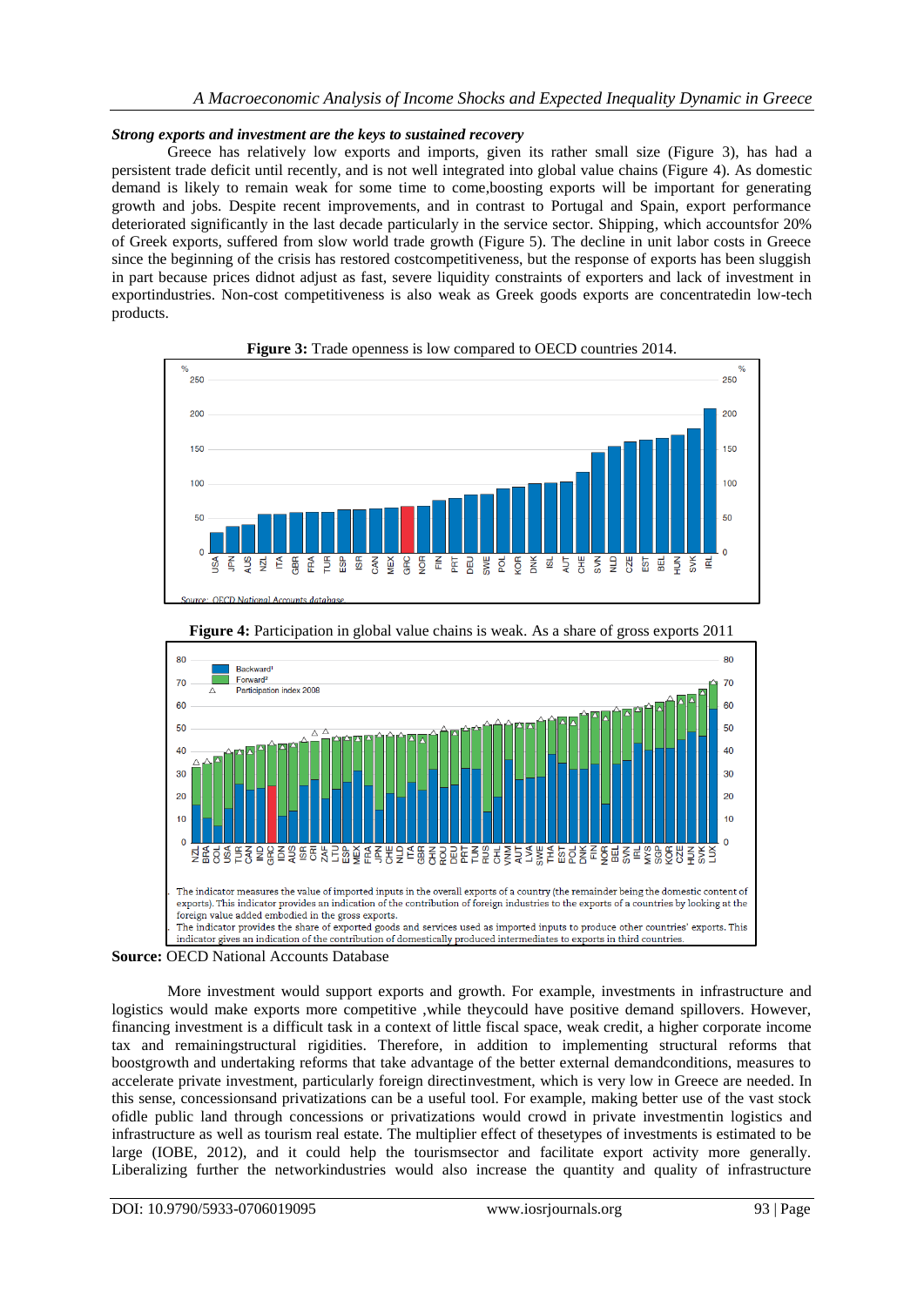***Strong exports and investment are the keys to sustained recovery***

Greece has relatively low exports and imports, given its rather small size (Figure 3), has had a persistent trade deficit until recently, and is not well integrated into global value chains (Figure 4). As domestic demand is likely to remain weak for some time to come,boosting exports will be important for generating growth and jobs. Despite recent improvements, and in contrast to Portugal and Spain, export performance deteriorated significantly in the last decade particularly in the service sector. Shipping, which accountsfor 20% of Greek exports, suffered from slow world trade growth (Figure 5). The decline in unit labor costs in Greece since the beginning of the crisis has restored costcompetitiveness, but the response of exports has been sluggish in part because prices didnot adjust as fast, severe liquidity constraints of exporters and lack of investment in exportindustries. Non-cost competitiveness is also weak as Greek goods exports are concentratedin low-tech products.

**Figure 3:** Trade openness is low compared to OECD countries 2014.

Source: OECD National Accounts database

**Figure 4:** Participation in global value chains is weak. As a share of gross exports 2011

1. The indicator measures the value of imported inputs in the overall exports of a country (the remainder being the domestic content of exports). This indicator provides an indication of the contribution of foreign industries to the exports of a countries by looking at the foreign value added embodied in the gross exports.
2. The indicator provides the share of exported goods and services used as imported inputs to produce other countries' exports. This indicator gives an indication of the contribution of domestically produced intermediates to exports in third countries.

**Source:** OECD National Accounts Database

More investment would support exports and growth. For example, investments in infrastructure and logistics would make exports more competitive ,while theycould have positive demand spillovers. However, financing investment is a difficult task in a context of little fiscal space, weak credit, a higher corporate income tax and remainingstructural rigidities. Therefore, in addition to implementing structural reforms that boostgrowth and undertaking reforms that take advantage of the better external demandconditions, measures to accelerate private investment, particularly foreign directinvestment, which is very low in Greece are needed. In this sense, concessionsand privatizations can be a useful tool. For example, making better use of the vast stock ofidle public land through concessions or privatizations would crowd in private investmentin logistics and infrastructure as well as tourism real estate. The multiplier effect of thesetypes of investments is estimated to be large (IOBE, 2012), and it could help the tourismsector and facilitate export activity more generally. Liberalizing further the networkindustries would also increase the quantity and quality of infrastructure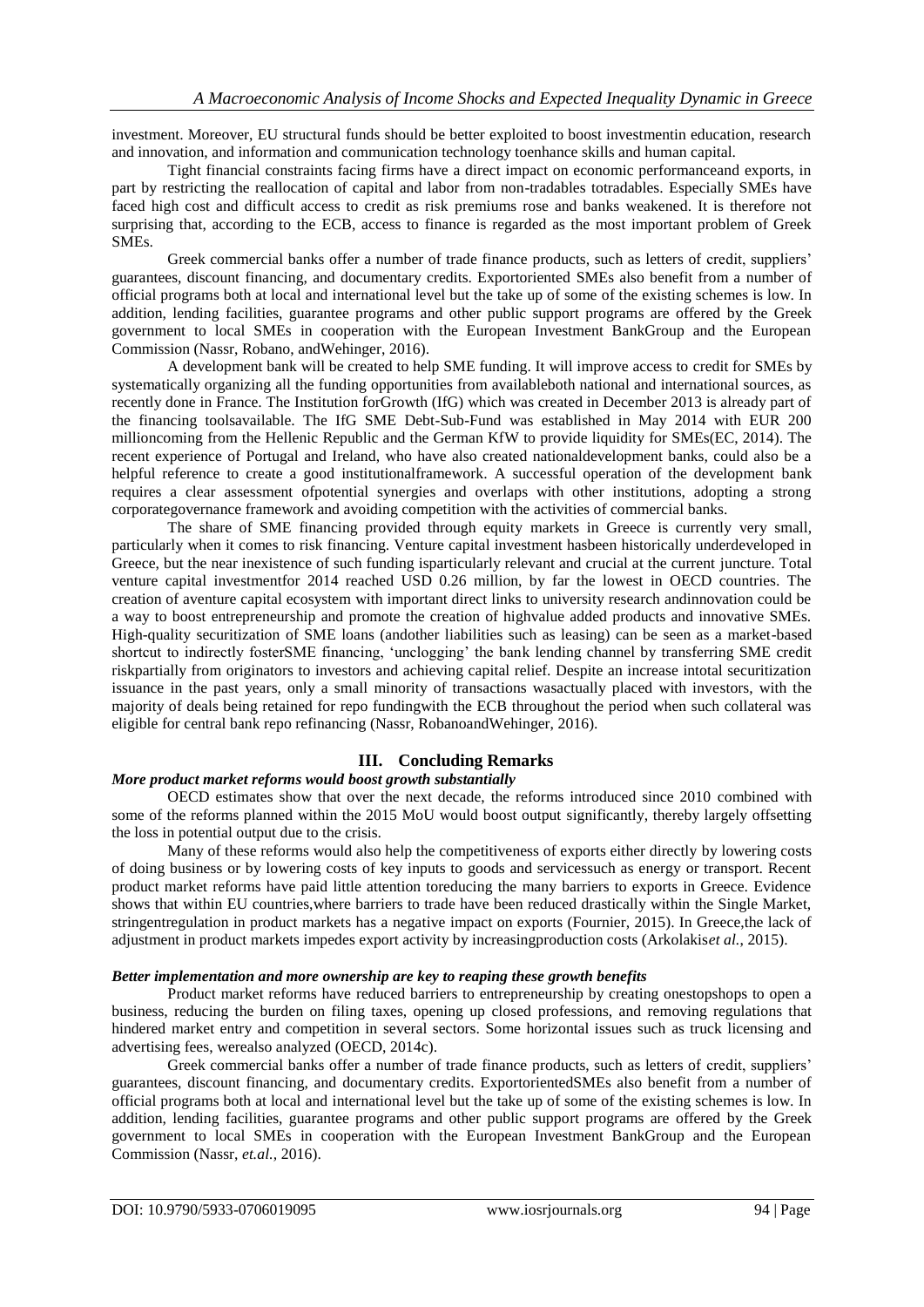investment. Moreover, EU structural funds should be better exploited to boost investmentin education, research and innovation, and information and communication technology toenhance skills and human capital.

Tight financial constraints facing firms have a direct impact on economic performanceand exports, in part by restricting the reallocation of capital and labor from non-tradables totradables. Especially SMEs have faced high cost and difficult access to credit as risk premiums rose and banks weakened. It is therefore not surprising that, according to the ECB, access to finance is regarded as the most important problem of Greek SMEs.

Greek commercial banks offer a number of trade finance products, such as letters of credit, suppliers' guarantees, discount financing, and documentary credits. Exportoriented SMEs also benefit from a number of official programs both at local and international level but the take up of some of the existing schemes is low. In addition, lending facilities, guarantee programs and other public support programs are offered by the Greek government to local SMEs in cooperation with the European Investment BankGroup and the European Commission (Nassr, Robano, andWehinger, 2016).

A development bank will be created to help SME funding. It will improve access to credit for SMEs by systematically organizing all the funding opportunities from availableboth national and international sources, as recently done in France. The Institution forGrowth (IfG) which was created in December 2013 is already part of the financing toolsavailable. The IfG SME Debt-Sub-Fund was established in May 2014 with EUR 200 millioncoming from the Hellenic Republic and the German KfW to provide liquidity for SMEs(EC, 2014). The recent experience of Portugal and Ireland, who have also created nationaldevelopment banks, could also be a helpful reference to create a good institutionalframework. A successful operation of the development bank requires a clear assessment ofpotential synergies and overlaps with other institutions, adopting a strong corporategovernance framework and avoiding competition with the activities of commercial banks.

The share of SME financing provided through equity markets in Greece is currently very small, particularly when it comes to risk financing. Venture capital investment hasbeen historically underdeveloped in Greece, but the near inexistence of such funding isparticularly relevant and crucial at the current juncture. Total venture capital investmentfor 2014 reached USD 0.26 million, by far the lowest in OECD countries. The creation of aventure capital ecosystem with important direct links to university research andinnovation could be a way to boost entrepreneurship and promote the creation of highvalue added products and innovative SMEs. High-quality securitization of SME loans (andother liabilities such as leasing) can be seen as a market-based shortcut to indirectly fosterSME financing, 'unclogging' the bank lending channel by transferring SME credit riskpartially from originators to investors and achieving capital relief. Despite an increase intotal securitization issuance in the past years, only a small minority of transactions wasactually placed with investors, with the majority of deals being retained for repo fundingwith the ECB throughout the period when such collateral was eligible for central bank repo refinancing (Nassr, RobanoandWehinger, 2016).

## III. Concluding Remarks

### *More product market reforms would boost growth substantially*

OECD estimates show that over the next decade, the reforms introduced since 2010 combined with some of the reforms planned within the 2015 MoU would boost output significantly, thereby largely offsetting the loss in potential output due to the crisis.

Many of these reforms would also help the competitiveness of exports either directly by lowering costs of doing business or by lowering costs of key inputs to goods and servicessuch as energy or transport. Recent product market reforms have paid little attention toreducing the many barriers to exports in Greece. Evidence shows that within EU countries,where barriers to trade have been reduced drastically within the Single Market, stringentregulation in product markets has a negative impact on exports (Fournier, 2015). In Greece,the lack of adjustment in product markets impedes export activity by increasingproduction costs (Arkolakis*et al.*, 2015).

### *Better implementation and more ownership are key to reaping these growth benefits*

Product market reforms have reduced barriers to entrepreneurship by creating onestopshops to open a business, reducing the burden on filing taxes, opening up closed professions, and removing regulations that hindered market entry and competition in several sectors. Some horizontal issues such as truck licensing and advertising fees, werealso analyzed (OECD, 2014c).

Greek commercial banks offer a number of trade finance products, such as letters of credit, suppliers' guarantees, discount financing, and documentary credits. ExportorientedSMEs also benefit from a number of official programs both at local and international level but the take up of some of the existing schemes is low. In addition, lending facilities, guarantee programs and other public support programs are offered by the Greek government to local SMEs in cooperation with the European Investment BankGroup and the European Commission (Nassr, *et.al.*, 2016).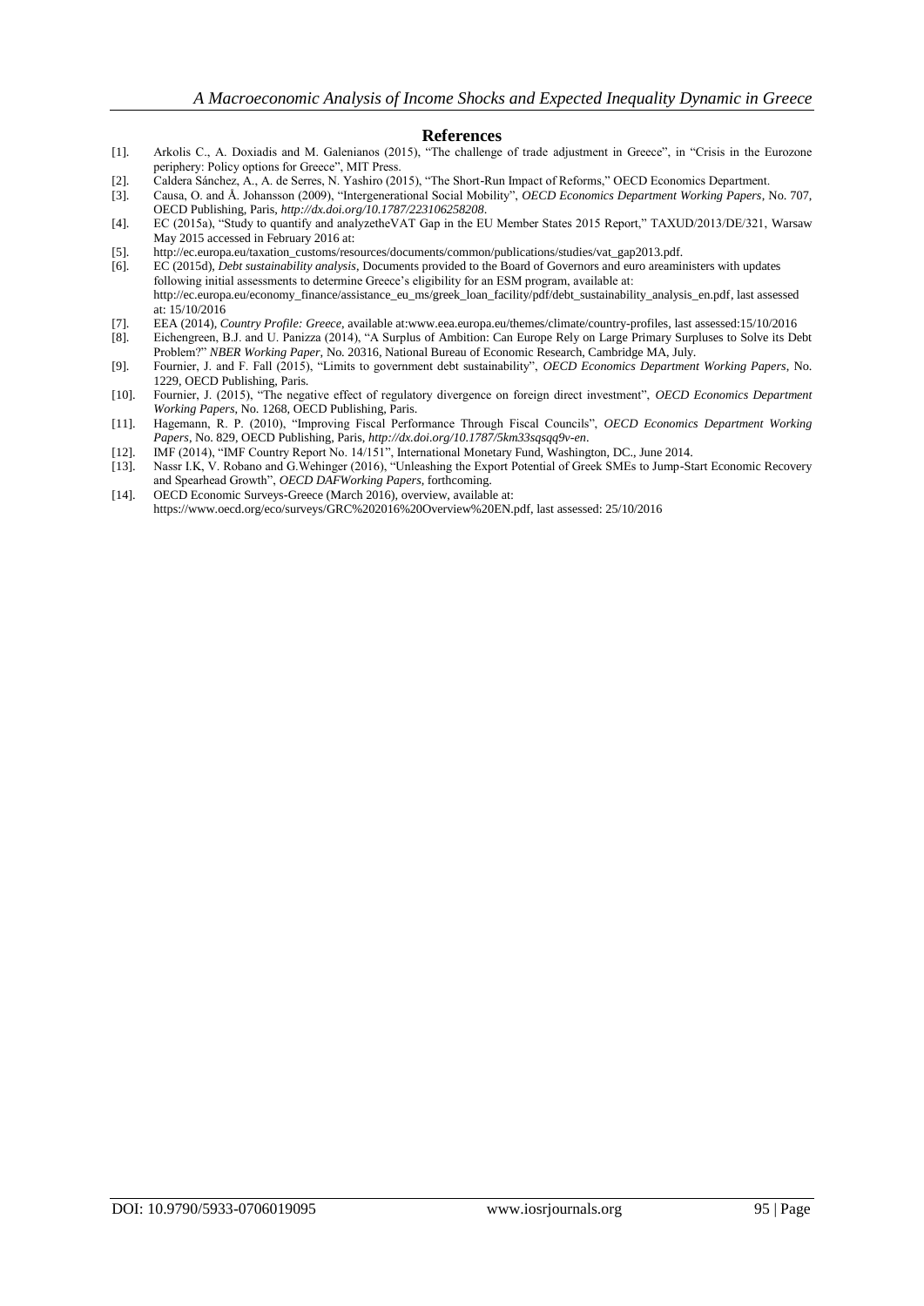## References

[1]. Arkolis C., A. Doxiadis and M. Galenianos (2015), "The challenge of trade adjustment in Greece", in "Crisis in the Eurozone periphery: Policy options for Greece", MIT Press.

[2]. Caldera Sánchez, A., A. de Serres, N. Yashiro (2015), "The Short-Run Impact of Reforms," OECD Economics Department.

[3]. Causa, O. and Å. Johansson (2009), "Intergenerational Social Mobility", *OECD Economics Department Working Papers*, No. 707, OECD Publishing, Paris, *http://dx.doi.org/10.1787/223106258208*.

[4]. EC (2015a), "Study to quantify and analyzetheVAT Gap in the EU Member States 2015 Report," TAXUD/2013/DE/321, Warsaw May 2015 accessed in February 2016 at:

[5]. http://ec.europa.eu/taxation_customs/resources/documents/common/publications/studies/vat_gap2013.pdf.

[6]. EC (2015d), *Debt sustainability analysis*, Documents provided to the Board of Governors and euro areaministers with updates following initial assessments to determine Greece's eligibility for an ESM program, available at: http://ec.europa.eu/economy_finance/assistance_eu_ms/greek_loan_facility/pdf/debt_sustainability_analysis_en.pdf, last assessed at: 15/10/2016

[7]. EEA (2014), *Country Profile: Greece*, available at:www.eea.europa.eu/themes/climate/country-profiles, last assessed:15/10/2016

[8]. Eichengreen, B.J. and U. Panizza (2014), "A Surplus of Ambition: Can Europe Rely on Large Primary Surpluses to Solve its Debt Problem?" *NBER Working Paper*, No. 20316, National Bureau of Economic Research, Cambridge MA, July.

[9]. Fournier, J. and F. Fall (2015), "Limits to government debt sustainability", *OECD Economics Department Working Papers*, No. 1229, OECD Publishing, Paris.

[10]. Fournier, J. (2015), "The negative effect of regulatory divergence on foreign direct investment", *OECD Economics Department Working Papers*, No. 1268, OECD Publishing, Paris.

[11]. Hagemann, R. P. (2010), "Improving Fiscal Performance Through Fiscal Councils", *OECD Economics Department Working Papers*, No. 829, OECD Publishing, Paris, *http://dx.doi.org/10.1787/5km33sqsqq9v-en*.

[12]. IMF (2014), "IMF Country Report No. 14/151", International Monetary Fund, Washington, DC., June 2014.

[13]. Nassr I.K, V. Robano and G.Wehinger (2016), "Unleashing the Export Potential of Greek SMEs to Jump-Start Economic Recovery and Spearhead Growth", *OECD DAFWorking Papers*, forthcoming.

[14]. OECD Economic Surveys-Greece (March 2016), overview, available at: https://www.oecd.org/eco/surveys/GRC%202016%20Overview%20EN.pdf, last assessed: 25/10/2016